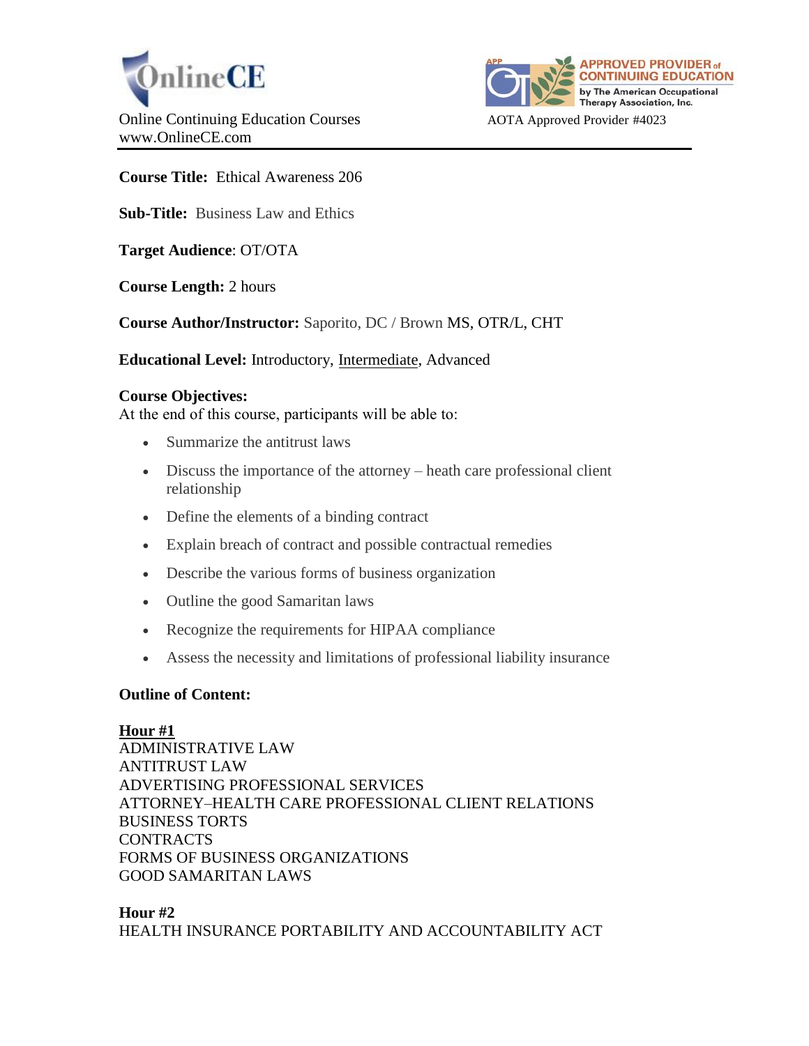OnlineCE

Online Continuing Education Courses
www.OnlineCE.com

APPROVED PROVIDER of CONTINUING EDUCATION by The American Occupational Therapy Association, Inc.

AOTA Approved Provider #4023

---

**Course Title:** Ethical Awareness 206

**Sub-Title:** Business Law and Ethics

**Target Audience**: OT/OTA

**Course Length:** 2 hours

**Course Author/Instructor:** Saporito, DC / Brown MS, OTR/L, CHT

**Educational Level:** Introductory, Intermediate, Advanced

**Course Objectives:**
At the end of this course, participants will be able to:

- Summarize the antitrust laws
- Discuss the importance of the attorney – heath care professional client relationship
- Define the elements of a binding contract
- Explain breach of contract and possible contractual remedies
- Describe the various forms of business organization
- Outline the good Samaritan laws
- Recognize the requirements for HIPAA compliance
- Assess the necessity and limitations of professional liability insurance

**Outline of Content:**

**Hour #1**
ADMINISTRATIVE LAW
ANTITRUST LAW
ADVERTISING PROFESSIONAL SERVICES
ATTORNEY–HEALTH CARE PROFESSIONAL CLIENT RELATIONS
BUSINESS TORTS
CONTRACTS
FORMS OF BUSINESS ORGANIZATIONS
GOOD SAMARITAN LAWS

**Hour #2**
HEALTH INSURANCE PORTABILITY AND ACCOUNTABILITY ACT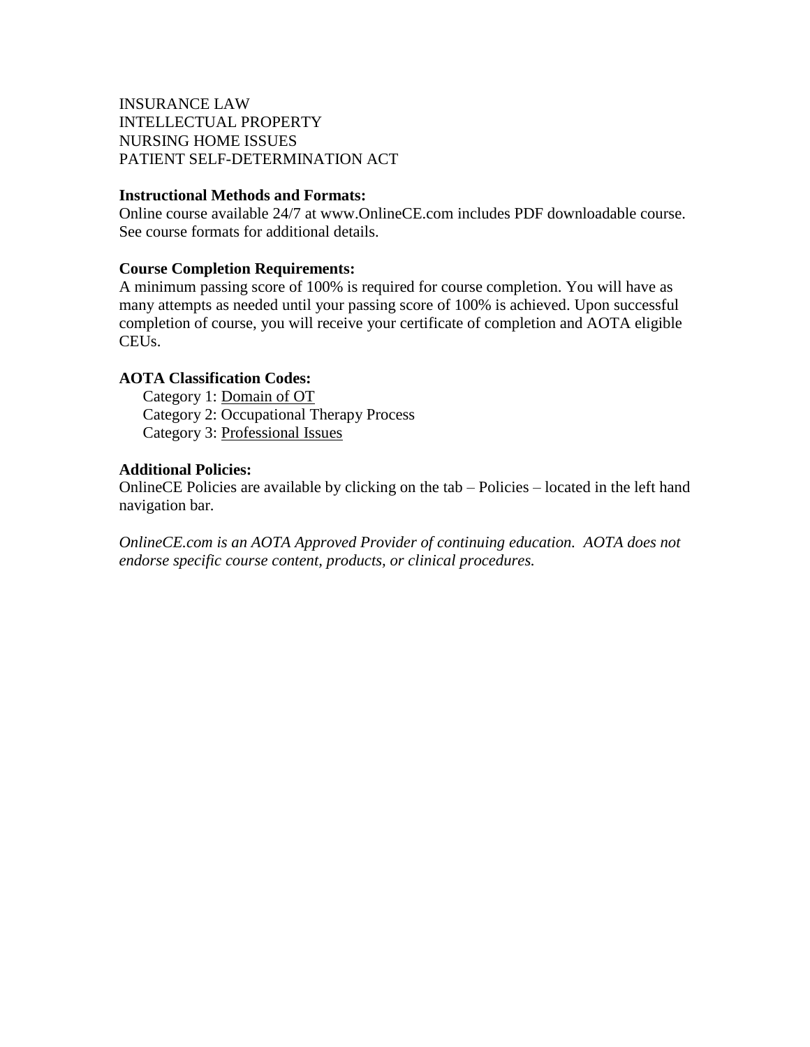INSURANCE LAW
INTELLECTUAL PROPERTY
NURSING HOME ISSUES
PATIENT SELF-DETERMINATION ACT

**Instructional Methods and Formats:**
Online course available 24/7 at www.OnlineCE.com includes PDF downloadable course. See course formats for additional details.

**Course Completion Requirements:**
A minimum passing score of 100% is required for course completion. You will have as many attempts as needed until your passing score of 100% is achieved. Upon successful completion of course, you will receive your certificate of completion and AOTA eligible CEUs.

**AOTA Classification Codes:**

Category 1: Domain of OT
Category 2: Occupational Therapy Process
Category 3: Professional Issues

**Additional Policies:**
OnlineCE Policies are available by clicking on the tab – Policies – located in the left hand navigation bar.

*OnlineCE.com is an AOTA Approved Provider of continuing education. AOTA does not endorse specific course content, products, or clinical procedures.*